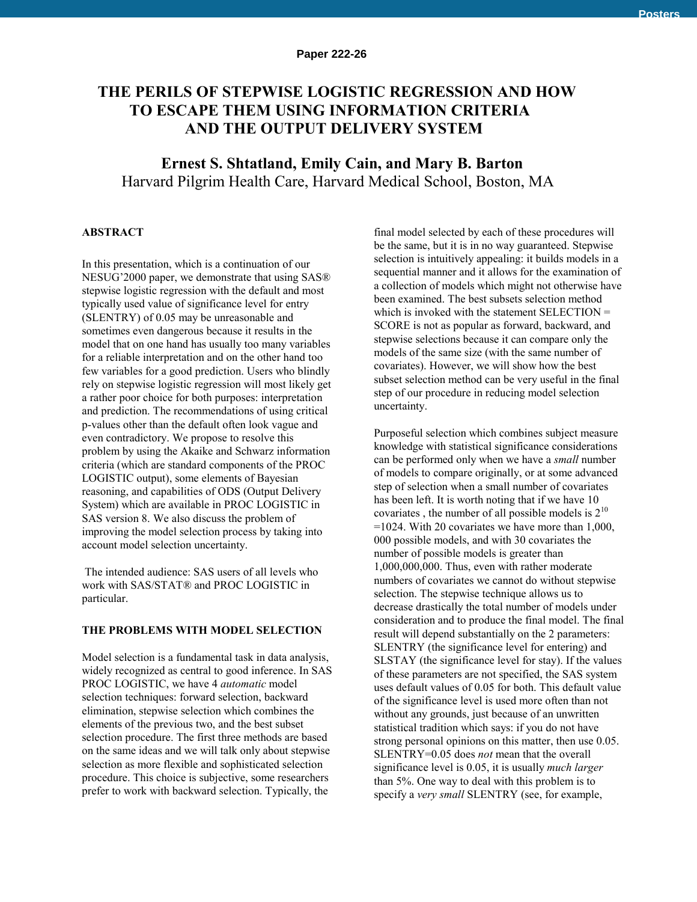**Paper 222-26**

# THE PERILS OF STEPWISE LOGISTIC REGRESSION AND HOW TO ESCAPE THEM USING INFORMATION CRITERIA AND THE OUTPUT DELIVERY SYSTEM

**Ernest S. Shtatland, Emily Cain, and Mary B. Barton**
Harvard Pilgrim Health Care, Harvard Medical School, Boston, MA

## ABSTRACT

In this presentation, which is a continuation of our NESUG'2000 paper, we demonstrate that using SAS® stepwise logistic regression with the default and most typically used value of significance level for entry (SLENTRY) of 0.05 may be unreasonable and sometimes even dangerous because it results in the model that on one hand has usually too many variables for a reliable interpretation and on the other hand too few variables for a good prediction. Users who blindly rely on stepwise logistic regression will most likely get a rather poor choice for both purposes: interpretation and prediction. The recommendations of using critical p-values other than the default often look vague and even contradictory. We propose to resolve this problem by using the Akaike and Schwarz information criteria (which are standard components of the PROC LOGISTIC output), some elements of Bayesian reasoning, and capabilities of ODS (Output Delivery System) which are available in PROC LOGISTIC in SAS version 8. We also discuss the problem of improving the model selection process by taking into account model selection uncertainty.

The intended audience: SAS users of all levels who work with SAS/STAT® and PROC LOGISTIC in particular.

## THE PROBLEMS WITH MODEL SELECTION

Model selection is a fundamental task in data analysis, widely recognized as central to good inference. In SAS PROC LOGISTIC, we have 4 *automatic* model selection techniques: forward selection, backward elimination, stepwise selection which combines the elements of the previous two, and the best subset selection procedure. The first three methods are based on the same ideas and we will talk only about stepwise selection as more flexible and sophisticated selection procedure. This choice is subjective, some researchers prefer to work with backward selection. Typically, the final model selected by each of these procedures will be the same, but it is in no way guaranteed. Stepwise selection is intuitively appealing: it builds models in a sequential manner and it allows for the examination of a collection of models which might not otherwise have been examined. The best subsets selection method which is invoked with the statement SELECTION = SCORE is not as popular as forward, backward, and stepwise selections because it can compare only the models of the same size (with the same number of covariates). However, we will show how the best subset selection method can be very useful in the final step of our procedure in reducing model selection uncertainty.

Purposeful selection which combines subject measure knowledge with statistical significance considerations can be performed only when we have a *small* number of models to compare originally, or at some advanced step of selection when a small number of covariates has been left. It is worth noting that if we have 10 covariates , the number of all possible models is $2^{10}$ =1024. With 20 covariates we have more than 1,000, 000 possible models, and with 30 covariates the number of possible models is greater than 1,000,000,000. Thus, even with rather moderate numbers of covariates we cannot do without stepwise selection. The stepwise technique allows us to decrease drastically the total number of models under consideration and to produce the final model. The final result will depend substantially on the 2 parameters: SLENTRY (the significance level for entering) and SLSTAY (the significance level for stay). If the values of these parameters are not specified, the SAS system uses default values of 0.05 for both. This default value of the significance level is used more often than not without any grounds, just because of an unwritten statistical tradition which says: if you do not have strong personal opinions on this matter, then use 0.05. SLENTRY=0.05 does *not* mean that the overall significance level is 0.05, it is usually *much larger* than 5%. One way to deal with this problem is to specify a *very small* SLENTRY (see, for example,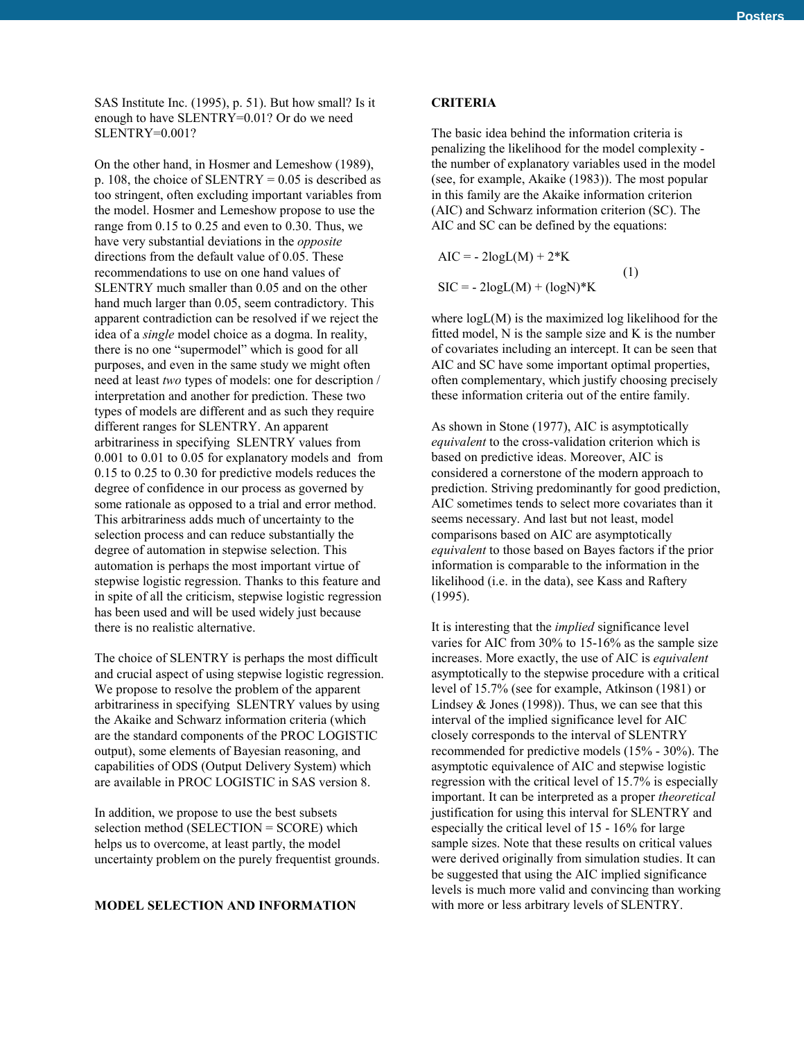SAS Institute Inc. (1995), p. 51). But how small? Is it enough to have SLENTRY=0.01? Or do we need SLENTRY=0.001?

On the other hand, in Hosmer and Lemeshow (1989), p. 108, the choice of SLENTRY = 0.05 is described as too stringent, often excluding important variables from the model. Hosmer and Lemeshow propose to use the range from 0.15 to 0.25 and even to 0.30. Thus, we have very substantial deviations in the *opposite* directions from the default value of 0.05. These recommendations to use on one hand values of SLENTRY much smaller than 0.05 and on the other hand much larger than 0.05, seem contradictory. This apparent contradiction can be resolved if we reject the idea of a *single* model choice as a dogma. In reality, there is no one "supermodel" which is good for all purposes, and even in the same study we might often need at least *two* types of models: one for description / interpretation and another for prediction. These two types of models are different and as such they require different ranges for SLENTRY. An apparent arbitrariness in specifying SLENTRY values from 0.001 to 0.01 to 0.05 for explanatory models and from 0.15 to 0.25 to 0.30 for predictive models reduces the degree of confidence in our process as governed by some rationale as opposed to a trial and error method. This arbitrariness adds much of uncertainty to the selection process and can reduce substantially the degree of automation in stepwise selection. This automation is perhaps the most important virtue of stepwise logistic regression. Thanks to this feature and in spite of all the criticism, stepwise logistic regression has been used and will be used widely just because there is no realistic alternative.

The choice of SLENTRY is perhaps the most difficult and crucial aspect of using stepwise logistic regression. We propose to resolve the problem of the apparent arbitrariness in specifying SLENTRY values by using the Akaike and Schwarz information criteria (which are the standard components of the PROC LOGISTIC output), some elements of Bayesian reasoning, and capabilities of ODS (Output Delivery System) which are available in PROC LOGISTIC in SAS version 8.

In addition, we propose to use the best subsets selection method (SELECTION = SCORE) which helps us to overcome, at least partly, the model uncertainty problem on the purely frequentist grounds.

## MODEL SELECTION AND INFORMATION CRITERIA

The basic idea behind the information criteria is penalizing the likelihood for the model complexity - the number of explanatory variables used in the model (see, for example, Akaike (1983)). The most popular in this family are the Akaike information criterion (AIC) and Schwarz information criterion (SC). The AIC and SC can be defined by the equations:

$$
\begin{aligned}
AIC &= -2\log L(M) + 2 \cdot K \\
SIC &= -2\log L(M) + (\log N) \cdot K
\end{aligned}
\qquad (1)
$$

where logL(M) is the maximized log likelihood for the fitted model, N is the sample size and K is the number of covariates including an intercept. It can be seen that AIC and SC have some important optimal properties, often complementary, which justify choosing precisely these information criteria out of the entire family.

As shown in Stone (1977), AIC is asymptotically *equivalent* to the cross-validation criterion which is based on predictive ideas. Moreover, AIC is considered a cornerstone of the modern approach to prediction. Striving predominantly for good prediction, AIC sometimes tends to select more covariates than it seems necessary. And last but not least, model comparisons based on AIC are asymptotically *equivalent* to those based on Bayes factors if the prior information is comparable to the information in the likelihood (i.e. in the data), see Kass and Raftery (1995).

It is interesting that the *implied* significance level varies for AIC from 30% to 15-16% as the sample size increases. More exactly, the use of AIC is *equivalent* asymptotically to the stepwise procedure with a critical level of 15.7% (see for example, Atkinson (1981) or Lindsey & Jones (1998)). Thus, we can see that this interval of the implied significance level for AIC closely corresponds to the interval of SLENTRY recommended for predictive models (15% - 30%). The asymptotic equivalence of AIC and stepwise logistic regression with the critical level of 15.7% is especially important. It can be interpreted as a proper *theoretical* justification for using this interval for SLENTRY and especially the critical level of 15 - 16% for large sample sizes. Note that these results on critical values were derived originally from simulation studies. It can be suggested that using the AIC implied significance levels is much more valid and convincing than working with more or less arbitrary levels of SLENTRY.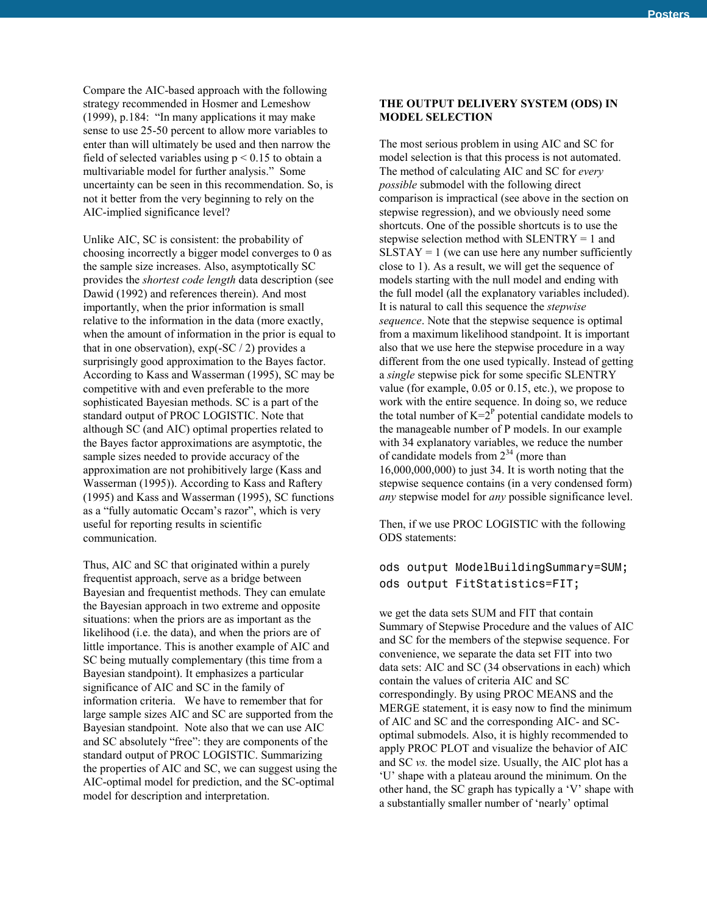Compare the AIC-based approach with the following strategy recommended in Hosmer and Lemeshow (1999), p.184: "In many applications it may make sense to use 25-50 percent to allow more variables to enter than will ultimately be used and then narrow the field of selected variables using $p < 0.15$ to obtain a multivariable model for further analysis." Some uncertainty can be seen in this recommendation. So, is not it better from the very beginning to rely on the AIC-implied significance level?

Unlike AIC, SC is consistent: the probability of choosing incorrectly a bigger model converges to 0 as the sample size increases. Also, asymptotically SC provides the *shortest code length* data description (see Dawid (1992) and references therein). And most importantly, when the prior information is small relative to the information in the data (more exactly, when the amount of information in the prior is equal to that in one observation), exp(-SC / 2) provides a surprisingly good approximation to the Bayes factor. According to Kass and Wasserman (1995), SC may be competitive with and even preferable to the more sophisticated Bayesian methods. SC is a part of the standard output of PROC LOGISTIC. Note that although SC (and AIC) optimal properties related to the Bayes factor approximations are asymptotic, the sample sizes needed to provide accuracy of the approximation are not prohibitively large (Kass and Wasserman (1995)). According to Kass and Raftery (1995) and Kass and Wasserman (1995), SC functions as a "fully automatic Occam's razor", which is very useful for reporting results in scientific communication.

Thus, AIC and SC that originated within a purely frequentist approach, serve as a bridge between Bayesian and frequentist methods. They can emulate the Bayesian approach in two extreme and opposite situations: when the priors are as important as the likelihood (i.e. the data), and when the priors are of little importance. This is another example of AIC and SC being mutually complementary (this time from a Bayesian standpoint). It emphasizes a particular significance of AIC and SC in the family of information criteria. We have to remember that for large sample sizes AIC and SC are supported from the Bayesian standpoint. Note also that we can use AIC and SC absolutely "free": they are components of the standard output of PROC LOGISTIC. Summarizing the properties of AIC and SC, we can suggest using the AIC-optimal model for prediction, and the SC-optimal model for description and interpretation.

**THE OUTPUT DELIVERY SYSTEM (ODS) IN MODEL SELECTION**

The most serious problem in using AIC and SC for model selection is that this process is not automated. The method of calculating AIC and SC for *every possible* submodel with the following direct comparison is impractical (see above in the section on stepwise regression), and we obviously need some shortcuts. One of the possible shortcuts is to use the stepwise selection method with SLENTRY = 1 and SLSTAY = 1 (we can use here any number sufficiently close to 1). As a result, we will get the sequence of models starting with the null model and ending with the full model (all the explanatory variables included). It is natural to call this sequence the *stepwise sequence*. Note that the stepwise sequence is optimal from a maximum likelihood standpoint. It is important also that we use here the stepwise procedure in a way different from the one used typically. Instead of getting a *single* stepwise pick for some specific SLENTRY value (for example, 0.05 or 0.15, etc.), we propose to work with the entire sequence. In doing so, we reduce the total number of $K=2^P$ potential candidate models to the manageable number of P models. In our example with 34 explanatory variables, we reduce the number of candidate models from $2^{34}$ (more than 16,000,000,000) to just 34. It is worth noting that the stepwise sequence contains (in a very condensed form) *any* stepwise model for *any* possible significance level.

Then, if we use PROC LOGISTIC with the following ODS statements:

```
ods output ModelBuildingSummary=SUM;
ods output FitStatistics=FIT;
```

we get the data sets SUM and FIT that contain Summary of Stepwise Procedure and the values of AIC and SC for the members of the stepwise sequence. For convenience, we separate the data set FIT into two data sets: AIC and SC (34 observations in each) which contain the values of criteria AIC and SC correspondingly. By using PROC MEANS and the MERGE statement, it is easy now to find the minimum of AIC and SC and the corresponding AIC- and SC-optimal submodels. Also, it is highly recommended to apply PROC PLOT and visualize the behavior of AIC and SC *vs.* the model size. Usually, the AIC plot has a 'U' shape with a plateau around the minimum. On the other hand, the SC graph has typically a 'V' shape with a substantially smaller number of 'nearly' optimal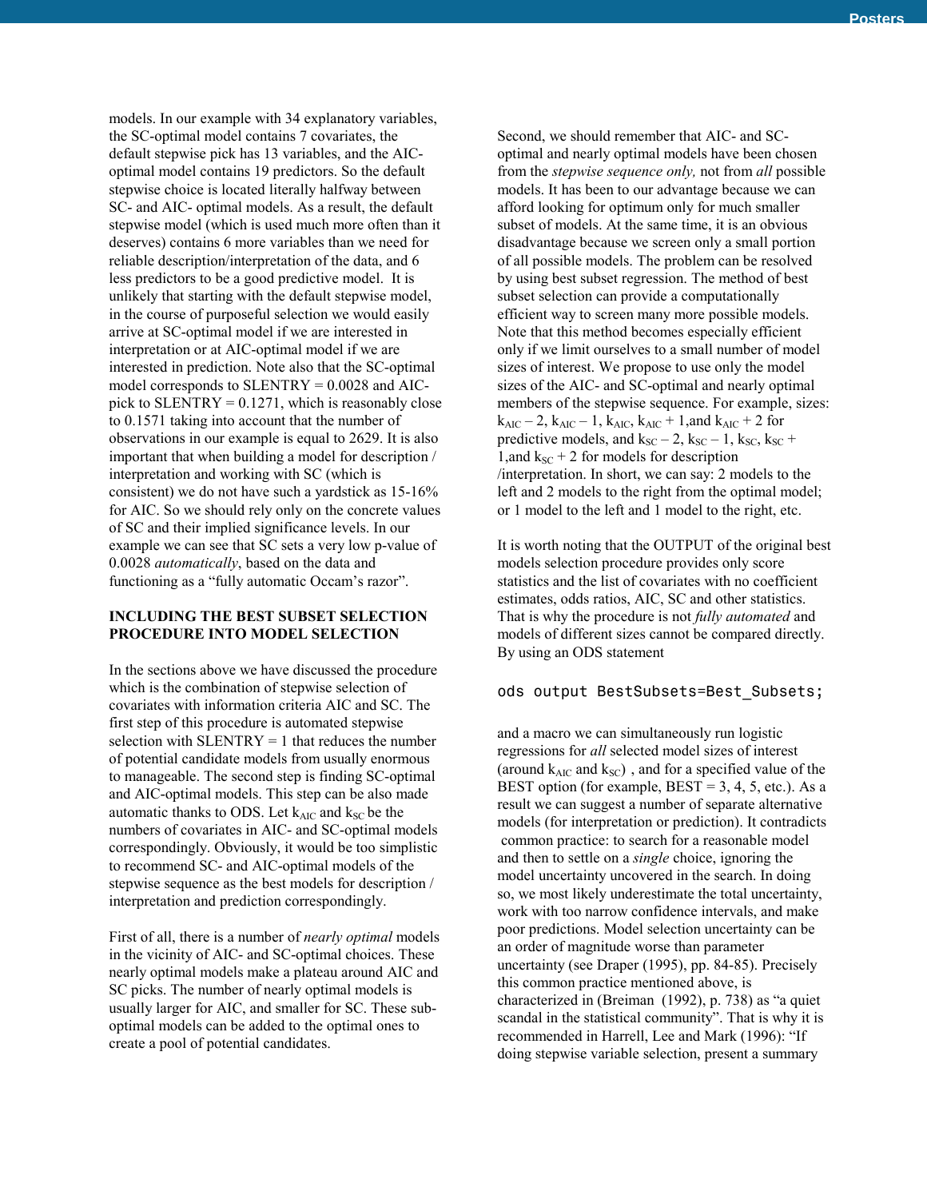models. In our example with 34 explanatory variables, the SC-optimal model contains 7 covariates, the default stepwise pick has 13 variables, and the AIC-optimal model contains 19 predictors. So the default stepwise choice is located literally halfway between SC- and AIC- optimal models. As a result, the default stepwise model (which is used much more often than it deserves) contains 6 more variables than we need for reliable description/interpretation of the data, and 6 less predictors to be a good predictive model. It is unlikely that starting with the default stepwise model, in the course of purposeful selection we would easily arrive at SC-optimal model if we are interested in interpretation or at AIC-optimal model if we are interested in prediction. Note also that the SC-optimal model corresponds to SLENTRY = 0.0028 and AIC-pick to SLENTRY = 0.1271, which is reasonably close to 0.1571 taking into account that the number of observations in our example is equal to 2629. It is also important that when building a model for description / interpretation and working with SC (which is consistent) we do not have such a yardstick as 15-16% for AIC. So we should rely only on the concrete values of SC and their implied significance levels. In our example we can see that SC sets a very low p-value of 0.0028 *automatically*, based on the data and functioning as a "fully automatic Occam's razor".

## INCLUDING THE BEST SUBSET SELECTION PROCEDURE INTO MODEL SELECTION

In the sections above we have discussed the procedure which is the combination of stepwise selection of covariates with information criteria AIC and SC. The first step of this procedure is automated stepwise selection with SLENTRY = 1 that reduces the number of potential candidate models from usually enormous to manageable. The second step is finding SC-optimal and AIC-optimal models. This step can be also made automatic thanks to ODS. Let $k_{AIC}$ and $k_{SC}$ be the numbers of covariates in AIC- and SC-optimal models correspondingly. Obviously, it would be too simplistic to recommend SC- and AIC-optimal models of the stepwise sequence as the best models for description / interpretation and prediction correspondingly.

First of all, there is a number of *nearly optimal* models in the vicinity of AIC- and SC-optimal choices. These nearly optimal models make a plateau around AIC and SC picks. The number of nearly optimal models is usually larger for AIC, and smaller for SC. These sub-optimal models can be added to the optimal ones to create a pool of potential candidates.

Second, we should remember that AIC- and SC-optimal and nearly optimal models have been chosen from the *stepwise sequence only,* not from *all* possible models. It has been to our advantage because we can afford looking for optimum only for much smaller subset of models. At the same time, it is an obvious disadvantage because we screen only a small portion of all possible models. The problem can be resolved by using best subset regression. The method of best subset selection can provide a computationally efficient way to screen many more possible models. Note that this method becomes especially efficient only if we limit ourselves to a small number of model sizes of interest. We propose to use only the model sizes of the AIC- and SC-optimal and nearly optimal members of the stepwise sequence. For example, sizes: $k_{AIC} - 2$, $k_{AIC} - 1$, $k_{AIC}$, $k_{AIC} + 1$,and $k_{AIC} + 2$ for predictive models, and $k_{SC} - 2$, $k_{SC} - 1$, $k_{SC}$, $k_{SC} + 1$,and $k_{SC} + 2$ for models for description /interpretation. In short, we can say: 2 models to the left and 2 models to the right from the optimal model; or 1 model to the left and 1 model to the right, etc.

It is worth noting that the OUTPUT of the original best models selection procedure provides only score statistics and the list of covariates with no coefficient estimates, odds ratios, AIC, SC and other statistics. That is why the procedure is not *fully automated* and models of different sizes cannot be compared directly. By using an ODS statement

```
ods output BestSubsets=Best_Subsets;
```

and a macro we can simultaneously run logistic regressions for *all* selected model sizes of interest (around $k_{AIC}$ and $k_{SC}$) , and for a specified value of the BEST option (for example, BEST = 3, 4, 5, etc.). As a result we can suggest a number of separate alternative models (for interpretation or prediction). It contradicts common practice: to search for a reasonable model and then to settle on a *single* choice, ignoring the model uncertainty uncovered in the search. In doing so, we most likely underestimate the total uncertainty, work with too narrow confidence intervals, and make poor predictions. Model selection uncertainty can be an order of magnitude worse than parameter uncertainty (see Draper (1995), pp. 84-85). Precisely this common practice mentioned above, is characterized in (Breiman (1992), p. 738) as "a quiet scandal in the statistical community". That is why it is recommended in Harrell, Lee and Mark (1996): "If doing stepwise variable selection, present a summary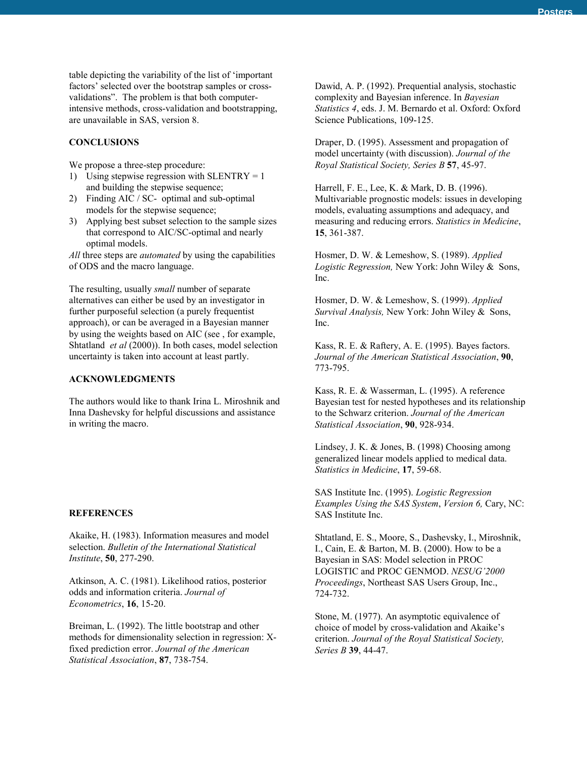table depicting the variability of the list of 'important factors' selected over the bootstrap samples or cross-validations". The problem is that both computer-intensive methods, cross-validation and bootstrapping, are unavailable in SAS, version 8.

## CONCLUSIONS

We propose a three-step procedure:

1) Using stepwise regression with SLENTRY = 1 and building the stepwise sequence;
2) Finding AIC / SC- optimal and sub-optimal models for the stepwise sequence;
3) Applying best subset selection to the sample sizes that correspond to AIC/SC-optimal and nearly optimal models.

*All* three steps are *automated* by using the capabilities of ODS and the macro language.

The resulting, usually *small* number of separate alternatives can either be used by an investigator in further purposeful selection (a purely frequentist approach), or can be averaged in a Bayesian manner by using the weights based on AIC (see , for example, Shtatland *et al* (2000)). In both cases, model selection uncertainty is taken into account at least partly.

## ACKNOWLEDGMENTS

The authors would like to thank Irina L. Miroshnik and Inna Dashevsky for helpful discussions and assistance in writing the macro.

## REFERENCES

Akaike, H. (1983). Information measures and model selection. *Bulletin of the International Statistical Institute*, **50**, 277-290.

Atkinson, A. C. (1981). Likelihood ratios, posterior odds and information criteria. *Journal of Econometrics*, **16**, 15-20.

Breiman, L. (1992). The little bootstrap and other methods for dimensionality selection in regression: X-fixed prediction error. *Journal of the American Statistical Association*, **87**, 738-754.

Dawid, A. P. (1992). Prequential analysis, stochastic complexity and Bayesian inference. In *Bayesian Statistics 4*, eds. J. M. Bernardo et al. Oxford: Oxford Science Publications, 109-125.

Draper, D. (1995). Assessment and propagation of model uncertainty (with discussion). *Journal of the Royal Statistical Society, Series B* **57**, 45-97.

Harrell, F. E., Lee, K. & Mark, D. B. (1996). Multivariable prognostic models: issues in developing models, evaluating assumptions and adequacy, and measuring and reducing errors. *Statistics in Medicine*, **15**, 361-387.

Hosmer, D. W. & Lemeshow, S. (1989). *Applied Logistic Regression,* New York: John Wiley & Sons, Inc.

Hosmer, D. W. & Lemeshow, S. (1999). *Applied Survival Analysis,* New York: John Wiley & Sons, Inc.

Kass, R. E. & Raftery, A. E. (1995). Bayes factors. *Journal of the American Statistical Association*, **90**, 773-795.

Kass, R. E. & Wasserman, L. (1995). A reference Bayesian test for nested hypotheses and its relationship to the Schwarz criterion. *Journal of the American Statistical Association*, **90**, 928-934.

Lindsey, J. K. & Jones, B. (1998) Choosing among generalized linear models applied to medical data. *Statistics in Medicine*, **17**, 59-68.

SAS Institute Inc. (1995). *Logistic Regression Examples Using the SAS System*, *Version 6,* Cary, NC: SAS Institute Inc.

Shtatland, E. S., Moore, S., Dashevsky, I., Miroshnik, I., Cain, E. & Barton, M. B. (2000). How to be a Bayesian in SAS: Model selection in PROC LOGISTIC and PROC GENMOD. *NESUG'2000 Proceedings*, Northeast SAS Users Group, Inc., 724-732.

Stone, M. (1977). An asymptotic equivalence of choice of model by cross-validation and Akaike's criterion. *Journal of the Royal Statistical Society, Series B* **39**, 44-47.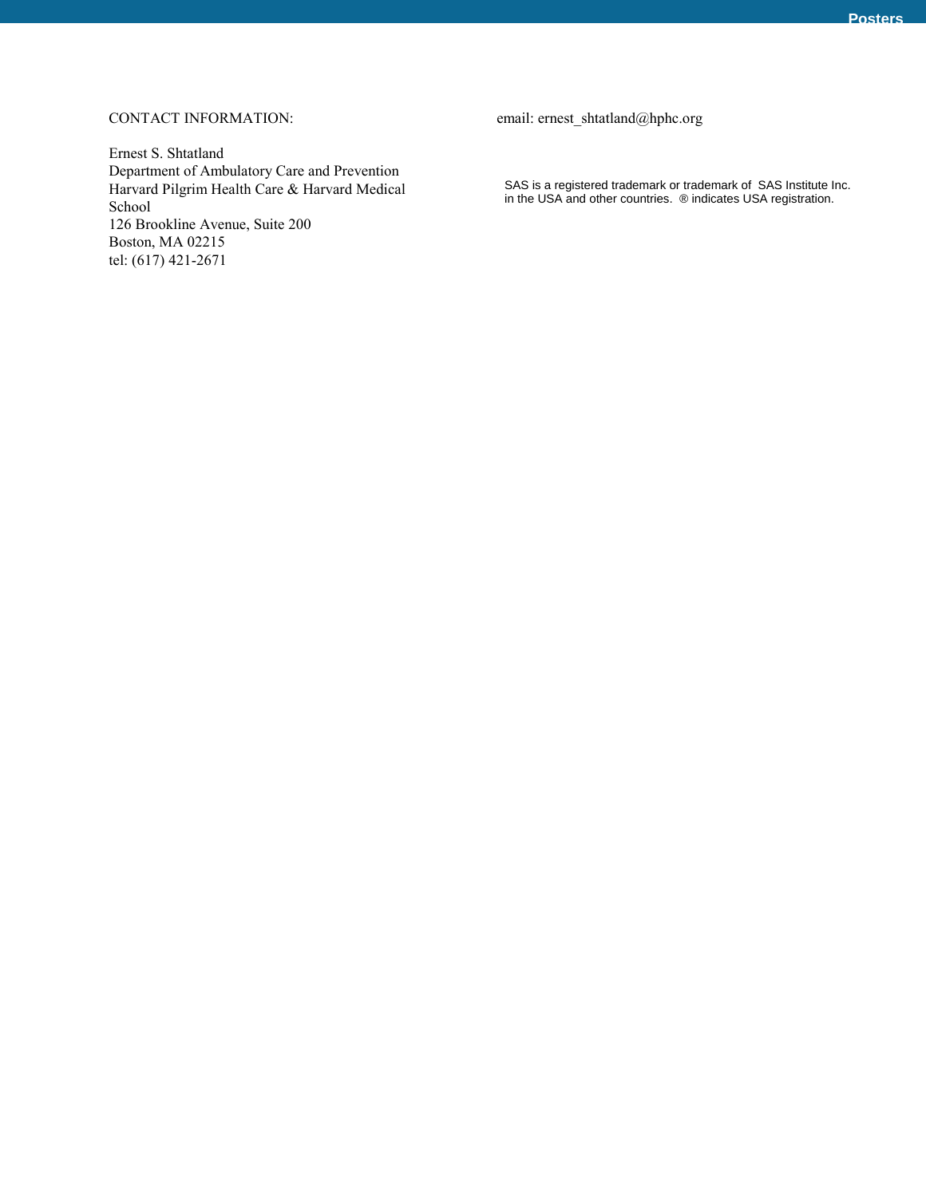CONTACT INFORMATION:

Ernest S. Shtatland  
Department of Ambulatory Care and Prevention  
Harvard Pilgrim Health Care & Harvard Medical School  
126 Brookline Avenue, Suite 200  
Boston, MA 02215  
tel: (617) 421-2671  
email: ernest_shtatland@hphc.org

SAS is a registered trademark or trademark of SAS Institute Inc. in the USA and other countries. ® indicates USA registration.